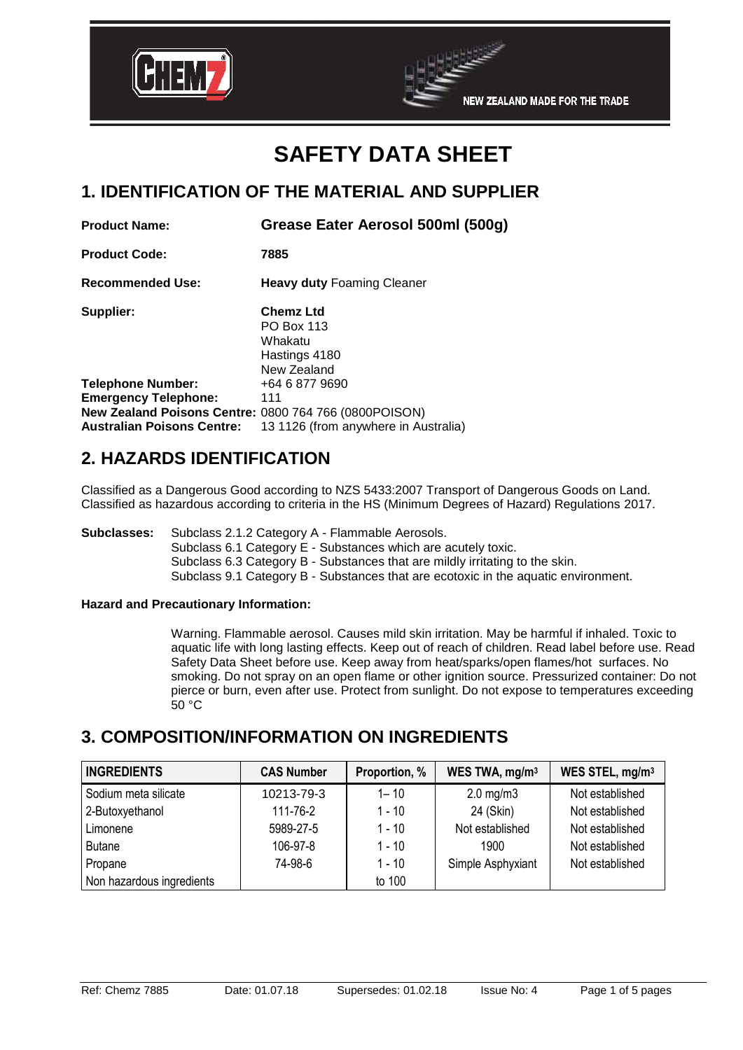# SAFETY DATA SHEET

## 1. IDENTIFICATION OF THE MATERIAL AND SUPPLIER

**Product Name:** **Grease Eater Aerosol 500ml (500g)**

**Product Code:** **7885**

**Recommended Use:** **Heavy duty** Foaming Cleaner

**Supplier:** **Chemz Ltd**
PO Box 113
Whakatu
Hastings 4180
New Zealand

**Telephone Number:** +64 6 877 9690
**Emergency Telephone:** 111
**New Zealand Poisons Centre:** 0800 764 766 (0800POISON)
**Australian Poisons Centre:** 13 1126 (from anywhere in Australia)

## 2. HAZARDS IDENTIFICATION

Classified as a Dangerous Good according to NZS 5433:2007 Transport of Dangerous Goods on Land.
Classified as hazardous according to criteria in the HS (Minimum Degrees of Hazard) Regulations 2017.

**Subclasses:** Subclass 2.1.2 Category A - Flammable Aerosols.
Subclass 6.1 Category E - Substances which are acutely toxic.
Subclass 6.3 Category B - Substances that are mildly irritating to the skin.
Subclass 9.1 Category B - Substances that are ecotoxic in the aquatic environment.

**Hazard and Precautionary Information:**

Warning. Flammable aerosol. Causes mild skin irritation. May be harmful if inhaled. Toxic to aquatic life with long lasting effects. Keep out of reach of children. Read label before use. Read Safety Data Sheet before use. Keep away from heat/sparks/open flames/hot surfaces. No smoking. Do not spray on an open flame or other ignition source. Pressurized container: Do not pierce or burn, even after use. Protect from sunlight. Do not expose to temperatures exceeding 50 °C

## 3. COMPOSITION/INFORMATION ON INGREDIENTS

| INGREDIENTS | CAS Number | Proportion, % | WES TWA, mg/m³ | WES STEL, mg/m³ |
|---|---|---|---|---|
| Sodium meta silicate | 10213-79-3 | 1– 10 | 2.0 mg/m3 | Not established |
| 2-Butoxyethanol | 111-76-2 | 1 - 10 | 24 (Skin) | Not established |
| Limonene | 5989-27-5 | 1 - 10 | Not established | Not established |
| Butane | 106-97-8 | 1 - 10 | 1900 | Not established |
| Propane | 74-98-6 | 1 - 10 | Simple Asphyxiant | Not established |
| Non hazardous ingredients | | to 100 | | |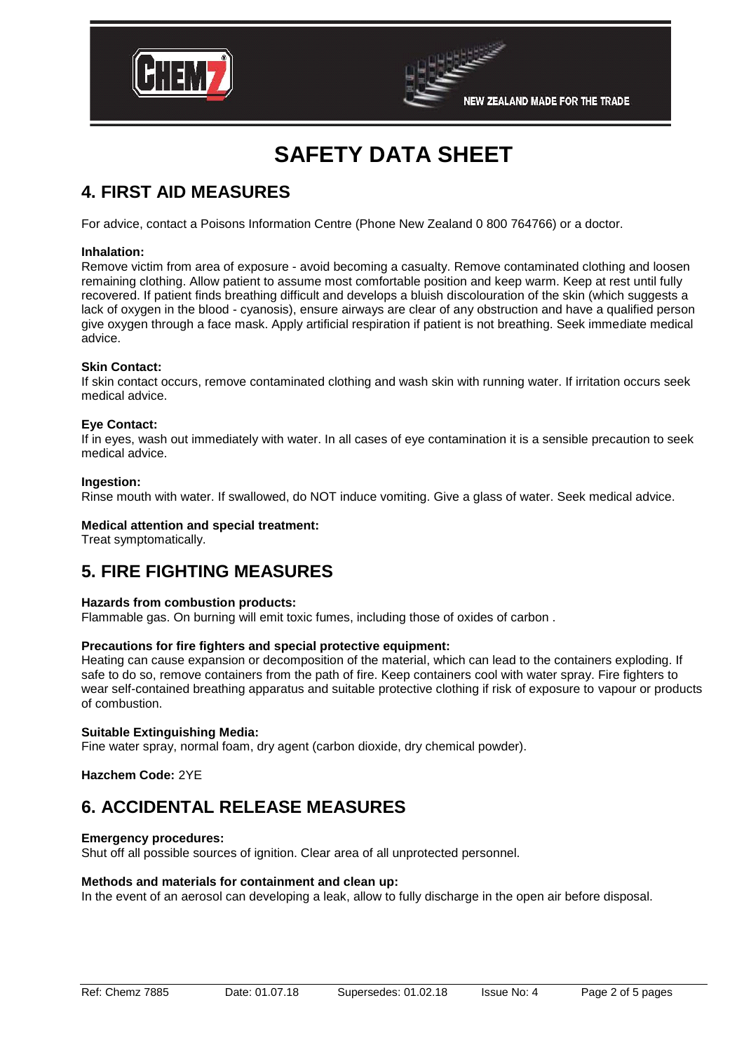# SAFETY DATA SHEET

## 4. FIRST AID MEASURES

For advice, contact a Poisons Information Centre (Phone New Zealand 0 800 764766) or a doctor.

**Inhalation:**
Remove victim from area of exposure - avoid becoming a casualty. Remove contaminated clothing and loosen remaining clothing. Allow patient to assume most comfortable position and keep warm. Keep at rest until fully recovered. If patient finds breathing difficult and develops a bluish discolouration of the skin (which suggests a lack of oxygen in the blood - cyanosis), ensure airways are clear of any obstruction and have a qualified person give oxygen through a face mask. Apply artificial respiration if patient is not breathing. Seek immediate medical advice.

**Skin Contact:**
If skin contact occurs, remove contaminated clothing and wash skin with running water. If irritation occurs seek medical advice.

**Eye Contact:**
If in eyes, wash out immediately with water. In all cases of eye contamination it is a sensible precaution to seek medical advice.

**Ingestion:**
Rinse mouth with water. If swallowed, do NOT induce vomiting. Give a glass of water. Seek medical advice.

**Medical attention and special treatment:**
Treat symptomatically.

## 5. FIRE FIGHTING MEASURES

**Hazards from combustion products:**
Flammable gas. On burning will emit toxic fumes, including those of oxides of carbon .

**Precautions for fire fighters and special protective equipment:**
Heating can cause expansion or decomposition of the material, which can lead to the containers exploding. If safe to do so, remove containers from the path of fire. Keep containers cool with water spray. Fire fighters to wear self-contained breathing apparatus and suitable protective clothing if risk of exposure to vapour or products of combustion.

**Suitable Extinguishing Media:**
Fine water spray, normal foam, dry agent (carbon dioxide, dry chemical powder).

**Hazchem Code:** 2YE

## 6. ACCIDENTAL RELEASE MEASURES

**Emergency procedures:**
Shut off all possible sources of ignition. Clear area of all unprotected personnel.

**Methods and materials for containment and clean up:**
In the event of an aerosol can developing a leak, allow to fully discharge in the open air before disposal.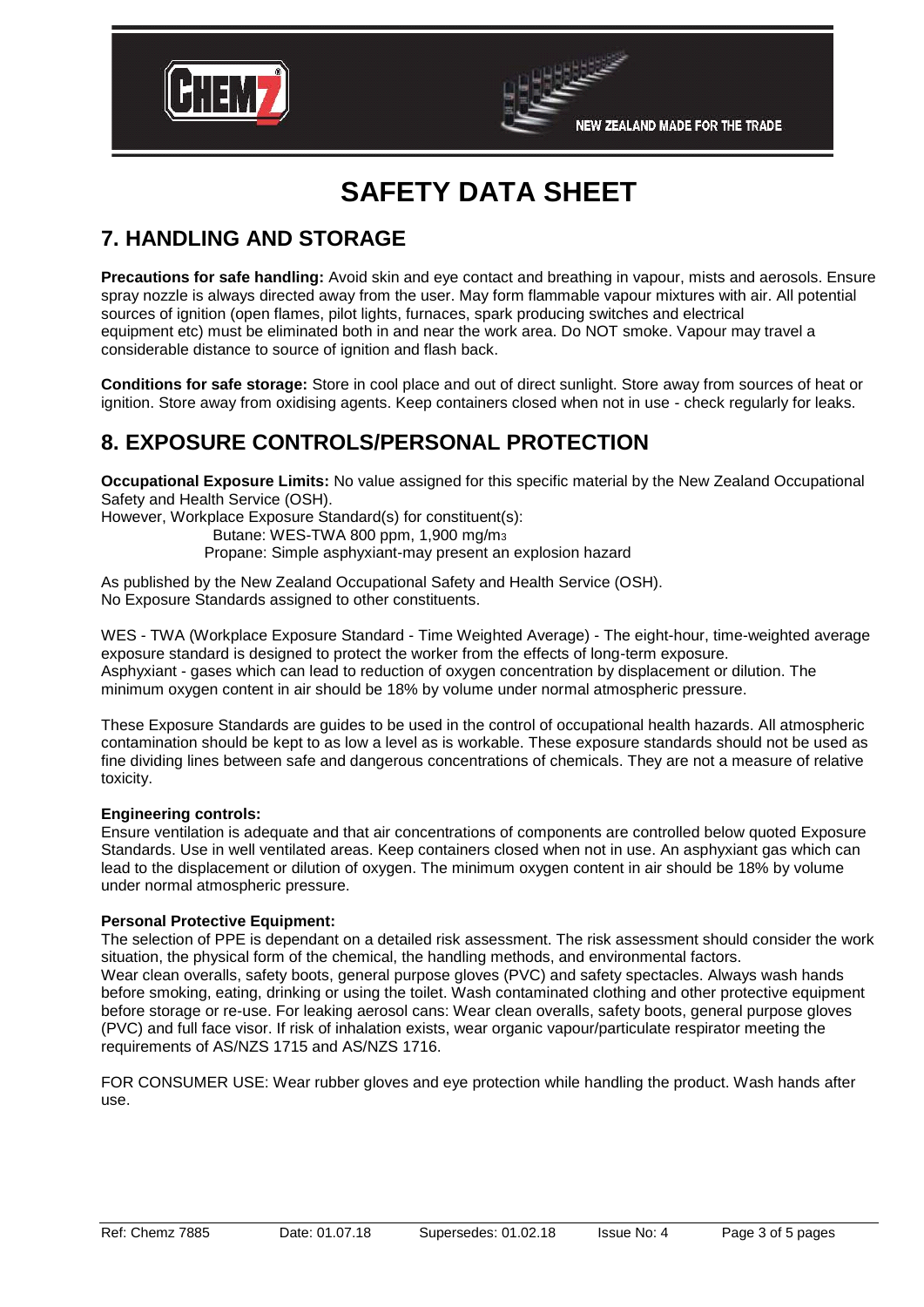# SAFETY DATA SHEET

## 7. HANDLING AND STORAGE

**Precautions for safe handling:** Avoid skin and eye contact and breathing in vapour, mists and aerosols. Ensure spray nozzle is always directed away from the user. May form flammable vapour mixtures with air. All potential sources of ignition (open flames, pilot lights, furnaces, spark producing switches and electrical equipment etc) must be eliminated both in and near the work area. Do NOT smoke. Vapour may travel a considerable distance to source of ignition and flash back.

**Conditions for safe storage:** Store in cool place and out of direct sunlight. Store away from sources of heat or ignition. Store away from oxidising agents. Keep containers closed when not in use - check regularly for leaks.

## 8. EXPOSURE CONTROLS/PERSONAL PROTECTION

**Occupational Exposure Limits:** No value assigned for this specific material by the New Zealand Occupational Safety and Health Service (OSH).

However, Workplace Exposure Standard(s) for constituent(s):

Butane: WES-TWA 800 ppm, 1,900 $mg/m^3$

Propane: Simple asphyxiant-may present an explosion hazard

As published by the New Zealand Occupational Safety and Health Service (OSH).
No Exposure Standards assigned to other constituents.

WES - TWA (Workplace Exposure Standard - Time Weighted Average) - The eight-hour, time-weighted average exposure standard is designed to protect the worker from the effects of long-term exposure.
Asphyxiant - gases which can lead to reduction of oxygen concentration by displacement or dilution. The minimum oxygen content in air should be 18% by volume under normal atmospheric pressure.

These Exposure Standards are guides to be used in the control of occupational health hazards. All atmospheric contamination should be kept to as low a level as is workable. These exposure standards should not be used as fine dividing lines between safe and dangerous concentrations of chemicals. They are not a measure of relative toxicity.

**Engineering controls:**

Ensure ventilation is adequate and that air concentrations of components are controlled below quoted Exposure Standards. Use in well ventilated areas. Keep containers closed when not in use. An asphyxiant gas which can lead to the displacement or dilution of oxygen. The minimum oxygen content in air should be 18% by volume under normal atmospheric pressure.

**Personal Protective Equipment:**

The selection of PPE is dependant on a detailed risk assessment. The risk assessment should consider the work situation, the physical form of the chemical, the handling methods, and environmental factors.
Wear clean overalls, safety boots, general purpose gloves (PVC) and safety spectacles. Always wash hands before smoking, eating, drinking or using the toilet. Wash contaminated clothing and other protective equipment before storage or re-use. For leaking aerosol cans: Wear clean overalls, safety boots, general purpose gloves (PVC) and full face visor. If risk of inhalation exists, wear organic vapour/particulate respirator meeting the requirements of AS/NZS 1715 and AS/NZS 1716.

FOR CONSUMER USE: Wear rubber gloves and eye protection while handling the product. Wash hands after use.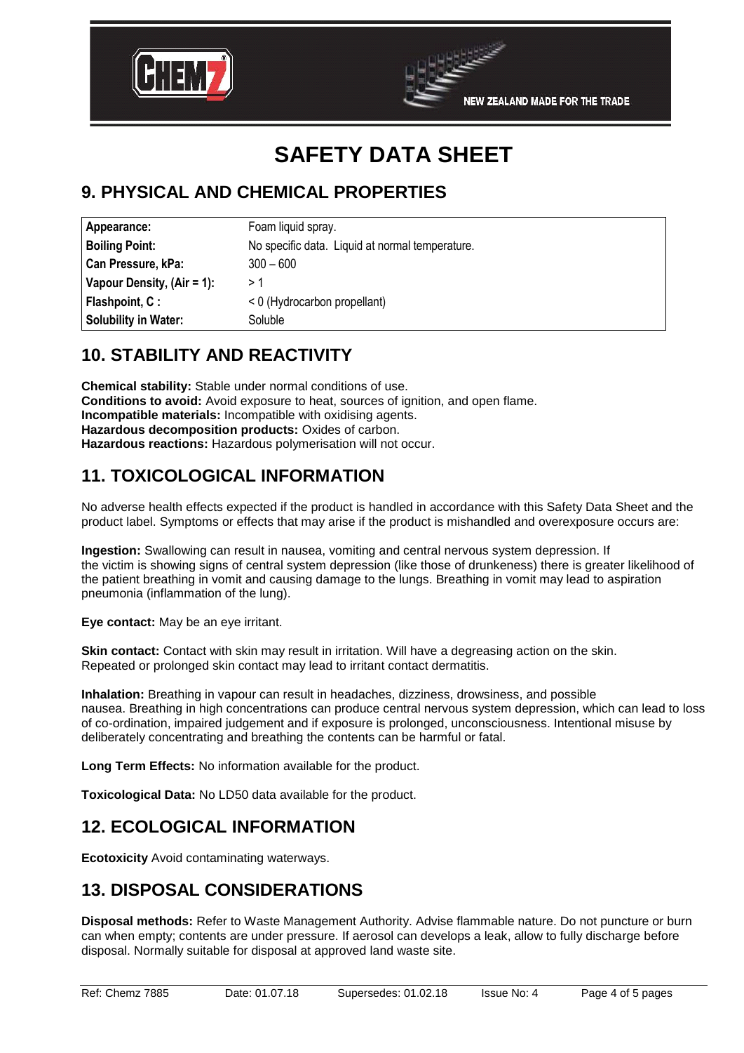# SAFETY DATA SHEET

## 9. PHYSICAL AND CHEMICAL PROPERTIES

| | |
|---|---|
| **Appearance:** | Foam liquid spray. |
| **Boiling Point:** | No specific data. Liquid at normal temperature. |
| **Can Pressure, kPa:** | 300 – 600 |
| **Vapour Density, (Air = 1):** | > 1 |
| **Flashpoint, C :** | < 0 (Hydrocarbon propellant) |
| **Solubility in Water:** | Soluble |

## 10. STABILITY AND REACTIVITY

**Chemical stability:** Stable under normal conditions of use.
**Conditions to avoid:** Avoid exposure to heat, sources of ignition, and open flame.
**Incompatible materials:** Incompatible with oxidising agents.
**Hazardous decomposition products:** Oxides of carbon.
**Hazardous reactions:** Hazardous polymerisation will not occur.

## 11. TOXICOLOGICAL INFORMATION

No adverse health effects expected if the product is handled in accordance with this Safety Data Sheet and the product label. Symptoms or effects that may arise if the product is mishandled and overexposure occurs are:

**Ingestion:** Swallowing can result in nausea, vomiting and central nervous system depression. If the victim is showing signs of central system depression (like those of drunkeness) there is greater likelihood of the patient breathing in vomit and causing damage to the lungs. Breathing in vomit may lead to aspiration pneumonia (inflammation of the lung).

**Eye contact:** May be an eye irritant.

**Skin contact:** Contact with skin may result in irritation. Will have a degreasing action on the skin. Repeated or prolonged skin contact may lead to irritant contact dermatitis.

**Inhalation:** Breathing in vapour can result in headaches, dizziness, drowsiness, and possible nausea. Breathing in high concentrations can produce central nervous system depression, which can lead to loss of co-ordination, impaired judgement and if exposure is prolonged, unconsciousness. Intentional misuse by deliberately concentrating and breathing the contents can be harmful or fatal.

**Long Term Effects:** No information available for the product.

**Toxicological Data:** No LD50 data available for the product.

## 12. ECOLOGICAL INFORMATION

**Ecotoxicity** Avoid contaminating waterways.

## 13. DISPOSAL CONSIDERATIONS

**Disposal methods:** Refer to Waste Management Authority. Advise flammable nature. Do not puncture or burn can when empty; contents are under pressure. If aerosol can develops a leak, allow to fully discharge before disposal. Normally suitable for disposal at approved land waste site.

Ref: Chemz 7885 Date: 01.07.18 Supersedes: 01.02.18 Issue No: 4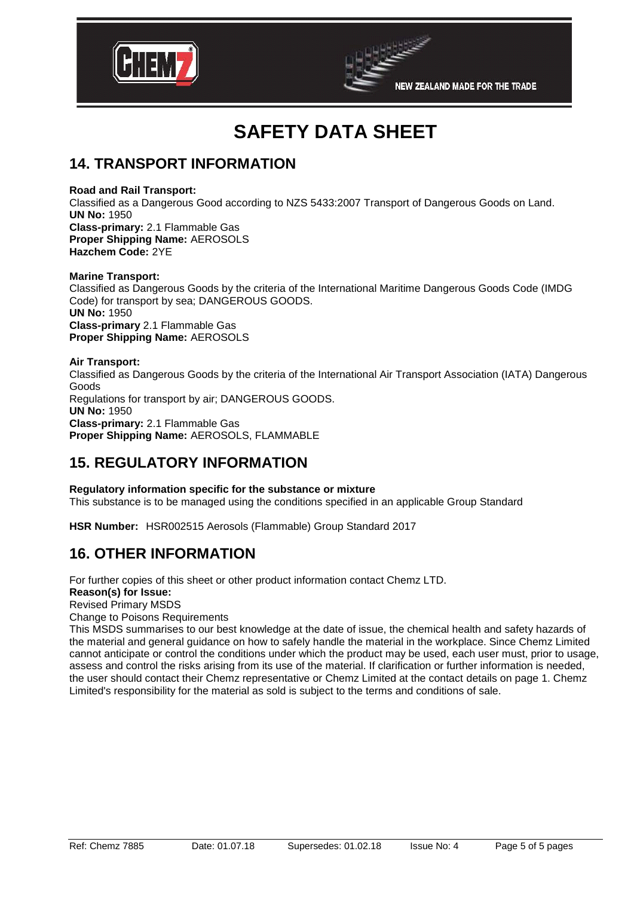# SAFETY DATA SHEET

## 14. TRANSPORT INFORMATION

**Road and Rail Transport:**
Classified as a Dangerous Good according to NZS 5433:2007 Transport of Dangerous Goods on Land.
**UN No:** 1950
**Class-primary:** 2.1 Flammable Gas
**Proper Shipping Name:** AEROSOLS
**Hazchem Code:** 2YE

**Marine Transport:**
Classified as Dangerous Goods by the criteria of the International Maritime Dangerous Goods Code (IMDG Code) for transport by sea; DANGEROUS GOODS.
**UN No:** 1950
**Class-primary** 2.1 Flammable Gas
**Proper Shipping Name:** AEROSOLS

**Air Transport:**
Classified as Dangerous Goods by the criteria of the International Air Transport Association (IATA) Dangerous Goods
Regulations for transport by air; DANGEROUS GOODS.
**UN No:** 1950
**Class-primary:** 2.1 Flammable Gas
**Proper Shipping Name:** AEROSOLS, FLAMMABLE

## 15. REGULATORY INFORMATION

**Regulatory information specific for the substance or mixture**
This substance is to be managed using the conditions specified in an applicable Group Standard

**HSR Number:** HSR002515 Aerosols (Flammable) Group Standard 2017

## 16. OTHER INFORMATION

For further copies of this sheet or other product information contact Chemz LTD.
**Reason(s) for Issue:**
Revised Primary MSDS
Change to Poisons Requirements
This MSDS summarises to our best knowledge at the date of issue, the chemical health and safety hazards of the material and general guidance on how to safely handle the material in the workplace. Since Chemz Limited cannot anticipate or control the conditions under which the product may be used, each user must, prior to usage, assess and control the risks arising from its use of the material. If clarification or further information is needed, the user should contact their Chemz representative or Chemz Limited at the contact details on page 1. Chemz Limited's responsibility for the material as sold is subject to the terms and conditions of sale.

Ref: Chemz 7885 | Date: 01.07.18 | Supersedes: 01.02.18 | Issue No: 4